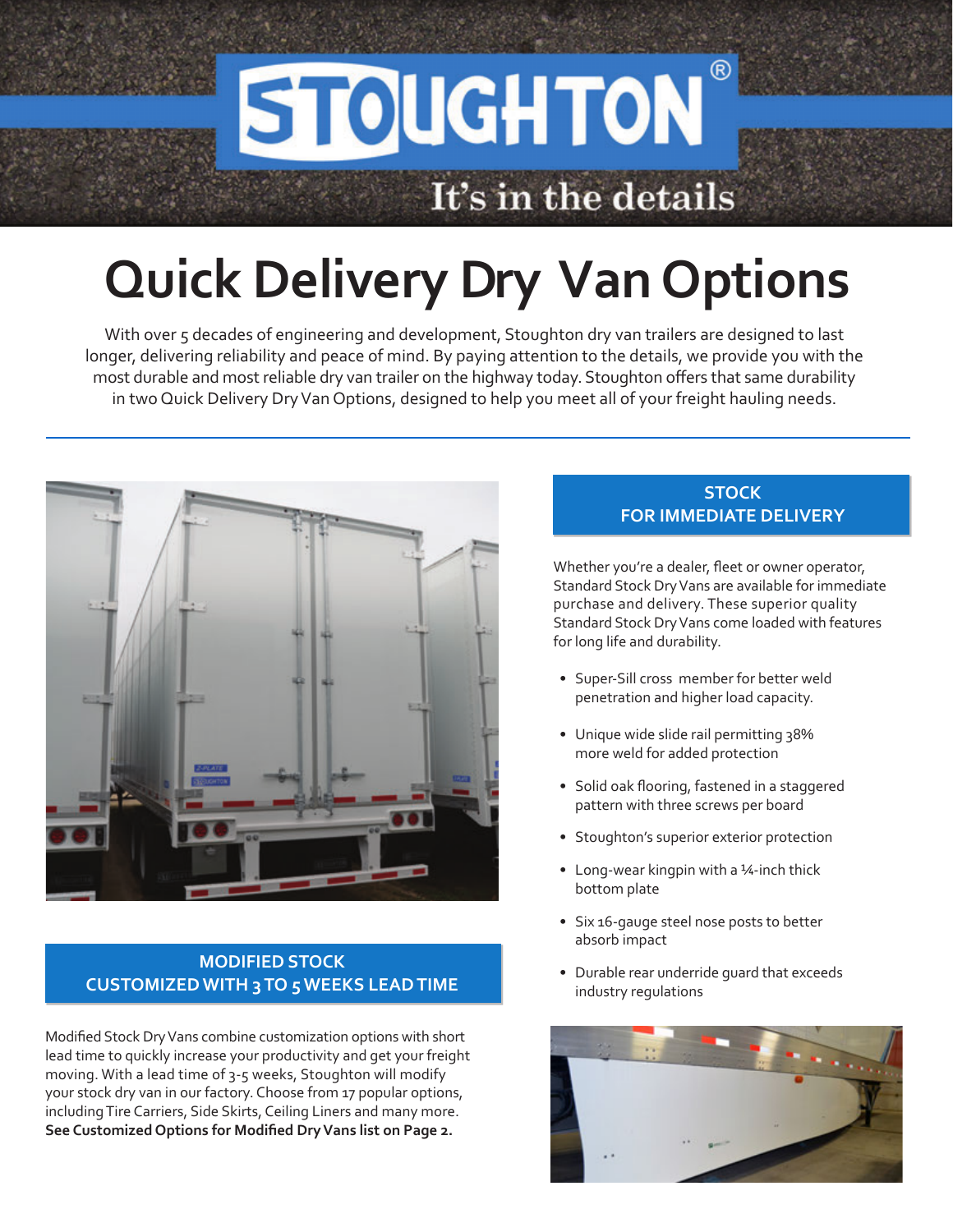# STOUGHTON®

It's in the details

# Quick Delivery Dry Van Options

With over 5 decades of engineering and development, Stoughton dry van trailers are designed to last longer, delivering reliability and peace of mind. By paying attention to the details, we provide you with the most durable and most reliable dry van trailer on the highway today. Stoughton offers that same durability in two Quick Delivery Dry Van Options, designed to help you meet all of your freight hauling needs.

## STOCK FOR IMMEDIATE DELIVERY

Whether you're a dealer, fleet or owner operator, Standard Stock Dry Vans are available for immediate purchase and delivery. These superior quality Standard Stock Dry Vans come loaded with features for long life and durability.

- Super-Sill cross member for better weld penetration and higher load capacity.
- Unique wide slide rail permitting 38% more weld for added protection
- Solid oak flooring, fastened in a staggered pattern with three screws per board
- Stoughton's superior exterior protection
- Long-wear kingpin with a ¼-inch thick bottom plate
- Six 16-gauge steel nose posts to better absorb impact
- Durable rear underride guard that exceeds industry regulations

## MODIFIED STOCK CUSTOMIZED WITH 3 TO 5 WEEKS LEAD TIME

Modified Stock Dry Vans combine customization options with short lead time to quickly increase your productivity and get your freight moving. With a lead time of 3-5 weeks, Stoughton will modify your stock dry van in our factory. Choose from 17 popular options, including Tire Carriers, Side Skirts, Ceiling Liners and many more. **See Customized Options for Modified Dry Vans list on Page 2.**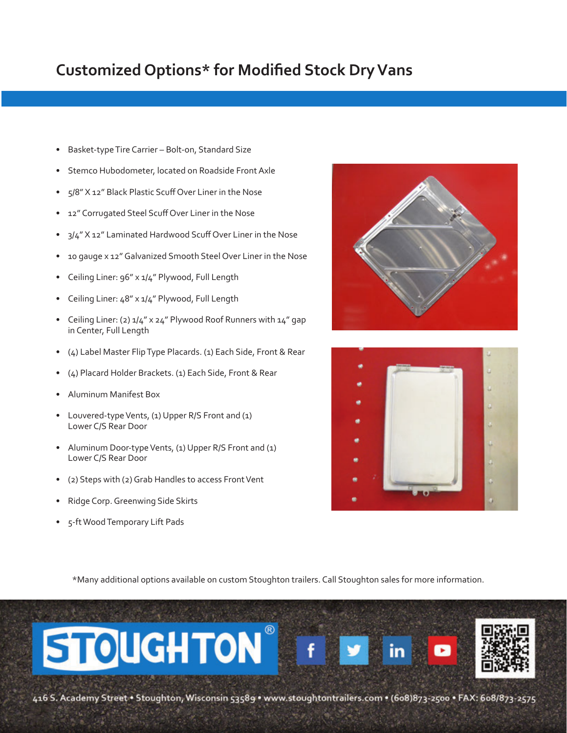# Customized Options* for Modified Stock Dry Vans

- Basket-type Tire Carrier – Bolt-on, Standard Size
- Stemco Hubodometer, located on Roadside Front Axle
- 5/8" X 12" Black Plastic Scuff Over Liner in the Nose
- 12" Corrugated Steel Scuff Over Liner in the Nose
- 3/4" X 12" Laminated Hardwood Scuff Over Liner in the Nose
- 10 gauge x 12" Galvanized Smooth Steel Over Liner in the Nose
- Ceiling Liner: 96" x 1/4" Plywood, Full Length
- Ceiling Liner: 48" x 1/4" Plywood, Full Length
- Ceiling Liner: (2) 1/4" x 24" Plywood Roof Runners with 14" gap in Center, Full Length
- (4) Label Master Flip Type Placards. (1) Each Side, Front & Rear
- (4) Placard Holder Brackets. (1) Each Side, Front & Rear
- Aluminum Manifest Box
- Louvered-type Vents, (1) Upper R/S Front and (1) Lower C/S Rear Door
- Aluminum Door-type Vents, (1) Upper R/S Front and (1) Lower C/S Rear Door
- (2) Steps with (2) Grab Handles to access Front Vent
- Ridge Corp. Greenwing Side Skirts
- 5-ft Wood Temporary Lift Pads

*Many additional options available on custom Stoughton trailers. Call Stoughton sales for more information.

STOUGHTON®

416 S. Academy Street • Stoughton, Wisconsin 53589 • www.stoughtontrailers.com • (608)873-2500 • FAX: 608/873-2575